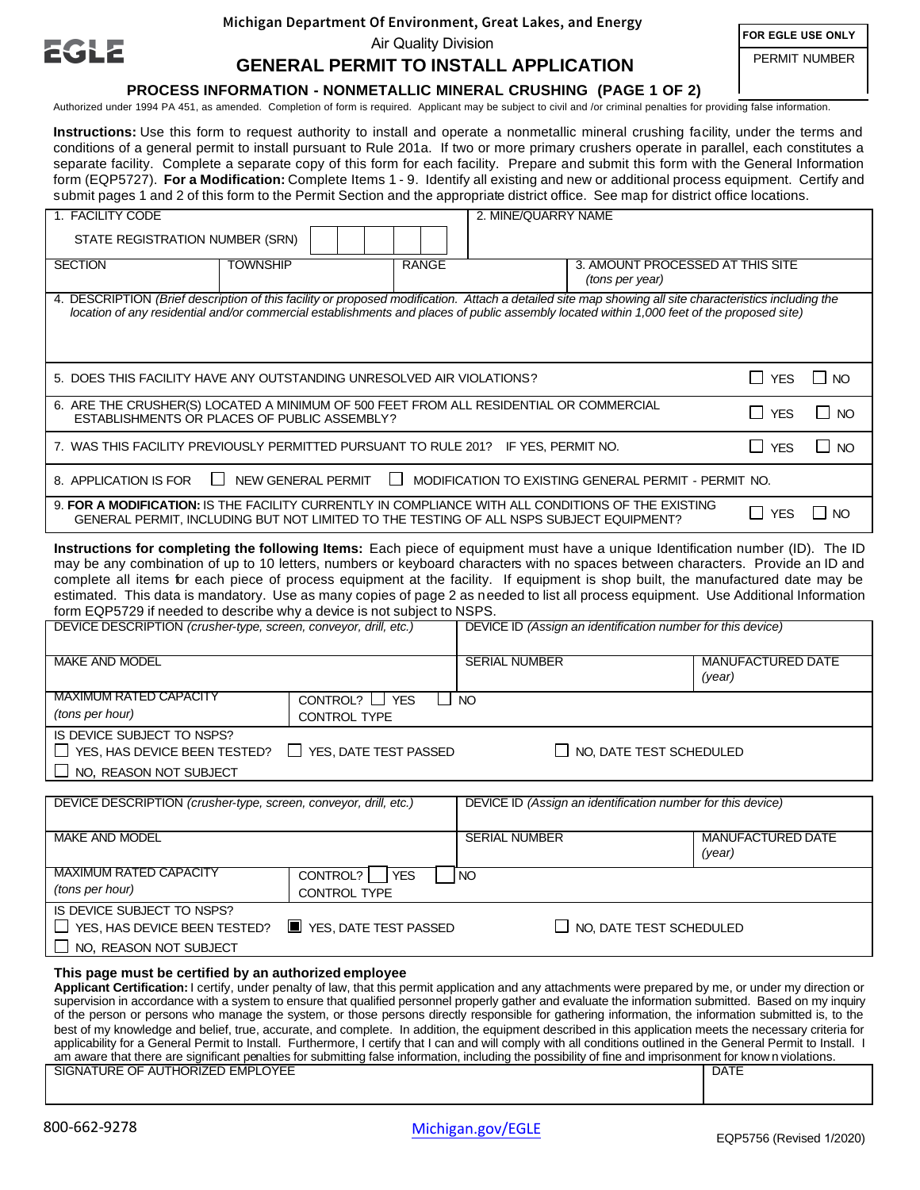Michigan Department Of Environment, Great Lakes, and Energy

Air Quality Division

# GENERAL PERMIT TO INSTALL APPLICATION

## PROCESS INFORMATION - NONMETALLIC MINERAL CRUSHING (PAGE 1 OF 2)

| FOR EGLE USE ONLY |
| --- |
| PERMIT NUMBER |

Authorized under 1994 PA 451, as amended. Completion of form is required. Applicant may be subject to civil and /or criminal penalties for providing false information.

**Instructions:** Use this form to request authority to install and operate a nonmetallic mineral crushing facility, under the terms and conditions of a general permit to install pursuant to Rule 201a. If two or more primary crushers operate in parallel, each constitutes a separate facility. Complete a separate copy of this form for each facility. Prepare and submit this form with the General Information form (EQP5727). **For a Modification:** Complete Items 1 - 9. Identify all existing and new or additional process equipment. Certify and submit pages 1 and 2 of this form to the Permit Section and the appropriate district office. See map for district office locations.

| 1. FACILITY CODE<br>STATE REGISTRATION NUMBER (SRN) | | | 2. MINE/QUARRY NAME |
| --- | --- | --- | --- |
| SECTION | TOWNSHIP | RANGE | 3. AMOUNT PROCESSED AT THIS SITE *(tons per year)* |

4. DESCRIPTION *(Brief description of this facility or proposed modification. Attach a detailed site map showing all site characteristics including the location of any residential and/or commercial establishments and places of public assembly located within 1,000 feet of the proposed site)*

| | |
| --- | --- |
| 5. DOES THIS FACILITY HAVE ANY OUTSTANDING UNRESOLVED AIR VIOLATIONS? | ☐ YES ☐ NO |
| 6. ARE THE CRUSHER(S) LOCATED A MINIMUM OF 500 FEET FROM ALL RESIDENTIAL OR COMMERCIAL ESTABLISHMENTS OR PLACES OF PUBLIC ASSEMBLY? | ☐ YES ☐ NO |
| 7. WAS THIS FACILITY PREVIOUSLY PERMITTED PURSUANT TO RULE 201? IF YES, PERMIT NO. | ☐ YES ☐ NO |
| 8. APPLICATION IS FOR ☐ NEW GENERAL PERMIT ☐ MODIFICATION TO EXISTING GENERAL PERMIT - PERMIT NO. | |
| 9. **FOR A MODIFICATION:** IS THE FACILITY CURRENTLY IN COMPLIANCE WITH ALL CONDITIONS OF THE EXISTING GENERAL PERMIT, INCLUDING BUT NOT LIMITED TO THE TESTING OF ALL NSPS SUBJECT EQUIPMENT? | ☐ YES ☐ NO |

**Instructions for completing the following Items:** Each piece of equipment must have a unique Identification number (ID). The ID may be any combination of up to 10 letters, numbers or keyboard characters with no spaces between characters. Provide an ID and complete all items for each piece of process equipment at the facility. If equipment is shop built, the manufactured date may be estimated. This data is mandatory. Use as many copies of page 2 as needed to list all process equipment. Use Additional Information form EQP5729 if needed to describe why a device is not subject to NSPS.

| DEVICE DESCRIPTION *(crusher-type, screen, conveyor, drill, etc.)* | | DEVICE ID *(Assign an identification number for this device)* | |
| --- | --- | --- | --- |
| MAKE AND MODEL | | SERIAL NUMBER | MANUFACTURED DATE *(year)* |
| MAXIMUM RATED CAPACITY *(tons per hour)* | CONTROL? ☐ YES ☐ NO<br>CONTROL TYPE | | |
| IS DEVICE SUBJECT TO NSPS?<br>☐ YES, HAS DEVICE BEEN TESTED? ☐ YES, DATE TEST PASSED ☐ NO, DATE TEST SCHEDULED<br>☐ NO, REASON NOT SUBJECT | | | |

| DEVICE DESCRIPTION *(crusher-type, screen, conveyor, drill, etc.)* | | DEVICE ID *(Assign an identification number for this device)* | |
| --- | --- | --- | --- |
| MAKE AND MODEL | | SERIAL NUMBER | MANUFACTURED DATE *(year)* |
| MAXIMUM RATED CAPACITY *(tons per hour)* | CONTROL? ☐ YES ☐ NO<br>CONTROL TYPE | | |
| IS DEVICE SUBJECT TO NSPS?<br>☐ YES, HAS DEVICE BEEN TESTED? ☒ YES, DATE TEST PASSED ☐ NO, DATE TEST SCHEDULED<br>☐ NO, REASON NOT SUBJECT | | | |

**This page must be certified by an authorized employee**

**Applicant Certification:** I certify, under penalty of law, that this permit application and any attachments were prepared by me, or under my direction or supervision in accordance with a system to ensure that qualified personnel properly gather and evaluate the information submitted. Based on my inquiry of the person or persons who manage the system, or those persons directly responsible for gathering information, the information submitted is, to the best of my knowledge and belief, true, accurate, and complete. In addition, the equipment described in this application meets the necessary criteria for applicability for a General Permit to Install. Furthermore, I certify that I can and will comply with all conditions outlined in the General Permit to Install. I am aware that there are significant penalties for submitting false information, including the possibility of fine and imprisonment for known violations.

| SIGNATURE OF AUTHORIZED EMPLOYEE | DATE |
| --- | --- |
| | |

800-662-9278 Michigan.gov/EGLE EQP5756 (Revised 1/2020)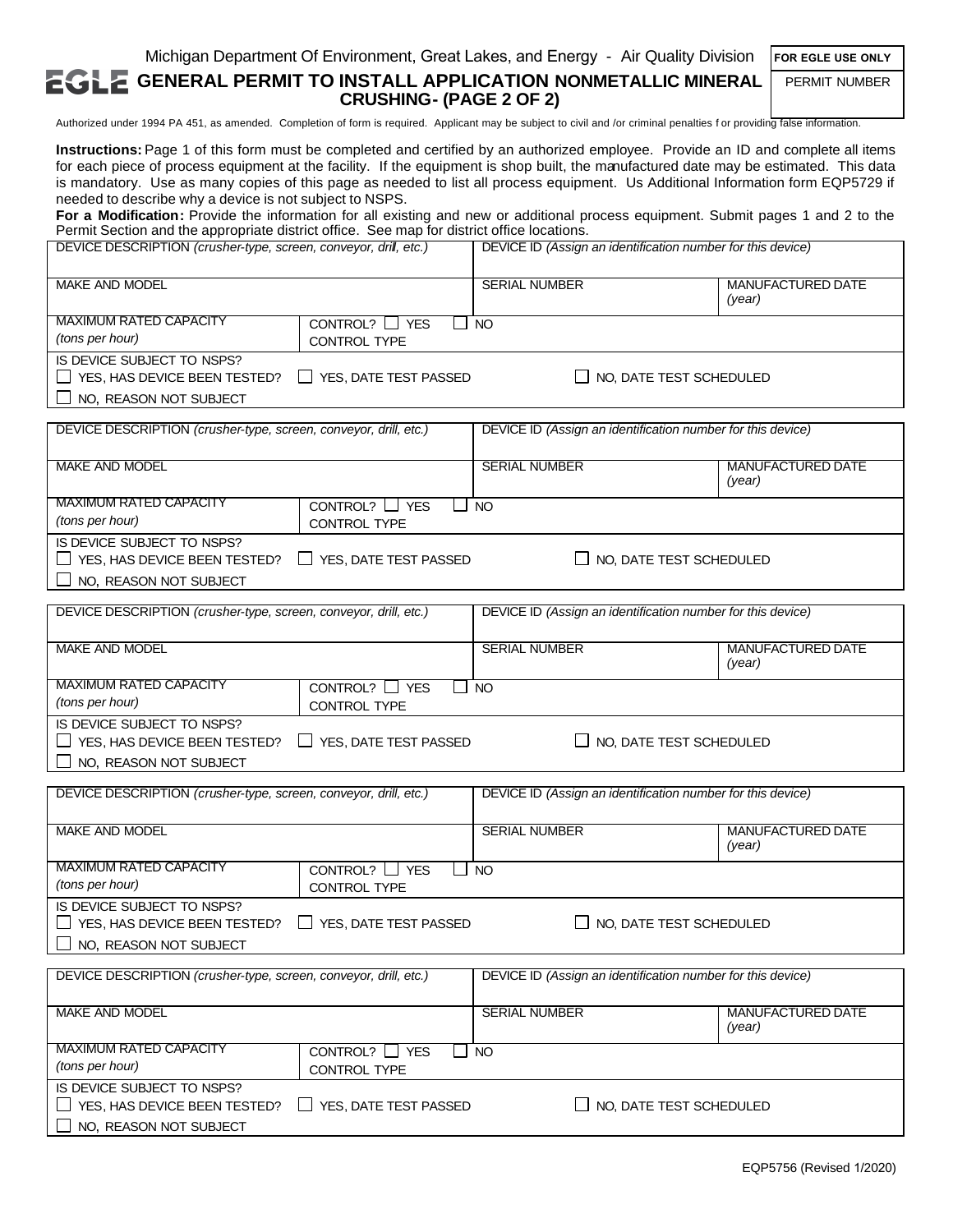Michigan Department Of Environment, Great Lakes, and Energy - Air Quality Division

# GENERAL PERMIT TO INSTALL APPLICATION NONMETALLIC MINERAL CRUSHING- (PAGE 2 OF 2)

| FOR EGLE USE ONLY |
|---|
| PERMIT NUMBER |

Authorized under 1994 PA 451, as amended. Completion of form is required. Applicant may be subject to civil and /or criminal penalties f or providing false information.

**Instructions:** Page 1 of this form must be completed and certified by an authorized employee. Provide an ID and complete all items for each piece of process equipment at the facility. If the equipment is shop built, the manufactured date may be estimated. This data is mandatory. Use as many copies of this page as needed to list all process equipment. Us Additional Information form EQP5729 if needed to describe why a device is not subject to NSPS.

**For a Modification:** Provide the information for all existing and new or additional process equipment. Submit pages 1 and 2 to the Permit Section and the appropriate district office. See map for district office locations.

| | | | |
|---|---|---|---|
| DEVICE DESCRIPTION *(crusher-type, screen, conveyor, drill, etc.)* | | DEVICE ID *(Assign an identification number for this device)* | |
| MAKE AND MODEL | | SERIAL NUMBER | MANUFACTURED DATE *(year)* |
| MAXIMUM RATED CAPACITY *(tons per hour)* | CONTROL? ☐ YES ☐ NO<br>CONTROL TYPE | | |
| IS DEVICE SUBJECT TO NSPS?<br>☐ YES, HAS DEVICE BEEN TESTED?<br>☐ NO, REASON NOT SUBJECT | ☐ YES, DATE TEST PASSED | ☐ NO, DATE TEST SCHEDULED | |

| | | | |
|---|---|---|---|
| DEVICE DESCRIPTION *(crusher-type, screen, conveyor, drill, etc.)* | | DEVICE ID *(Assign an identification number for this device)* | |
| MAKE AND MODEL | | SERIAL NUMBER | MANUFACTURED DATE *(year)* |
| MAXIMUM RATED CAPACITY *(tons per hour)* | CONTROL? ☐ YES ☐ NO<br>CONTROL TYPE | | |
| IS DEVICE SUBJECT TO NSPS?<br>☐ YES, HAS DEVICE BEEN TESTED?<br>☐ NO, REASON NOT SUBJECT | ☐ YES, DATE TEST PASSED | ☐ NO, DATE TEST SCHEDULED | |

| | | | |
|---|---|---|---|
| DEVICE DESCRIPTION *(crusher-type, screen, conveyor, drill, etc.)* | | DEVICE ID *(Assign an identification number for this device)* | |
| MAKE AND MODEL | | SERIAL NUMBER | MANUFACTURED DATE *(year)* |
| MAXIMUM RATED CAPACITY *(tons per hour)* | CONTROL? ☐ YES ☐ NO<br>CONTROL TYPE | | |
| IS DEVICE SUBJECT TO NSPS?<br>☐ YES, HAS DEVICE BEEN TESTED?<br>☐ NO, REASON NOT SUBJECT | ☐ YES, DATE TEST PASSED | ☐ NO, DATE TEST SCHEDULED | |

| | | | |
|---|---|---|---|
| DEVICE DESCRIPTION *(crusher-type, screen, conveyor, drill, etc.)* | | DEVICE ID *(Assign an identification number for this device)* | |
| MAKE AND MODEL | | SERIAL NUMBER | MANUFACTURED DATE *(year)* |
| MAXIMUM RATED CAPACITY *(tons per hour)* | CONTROL? ☐ YES ☐ NO<br>CONTROL TYPE | | |
| IS DEVICE SUBJECT TO NSPS?<br>☐ YES, HAS DEVICE BEEN TESTED?<br>☐ NO, REASON NOT SUBJECT | ☐ YES, DATE TEST PASSED | ☐ NO, DATE TEST SCHEDULED | |

| | | | |
|---|---|---|---|
| DEVICE DESCRIPTION *(crusher-type, screen, conveyor, drill, etc.)* | | DEVICE ID *(Assign an identification number for this device)* | |
| MAKE AND MODEL | | SERIAL NUMBER | MANUFACTURED DATE *(year)* |
| MAXIMUM RATED CAPACITY *(tons per hour)* | CONTROL? ☐ YES ☐ NO<br>CONTROL TYPE | | |
| IS DEVICE SUBJECT TO NSPS?<br>☐ YES, HAS DEVICE BEEN TESTED?<br>☐ NO, REASON NOT SUBJECT | ☐ YES, DATE TEST PASSED | ☐ NO, DATE TEST SCHEDULED | |

EQP5756 (Revised 1/2020)